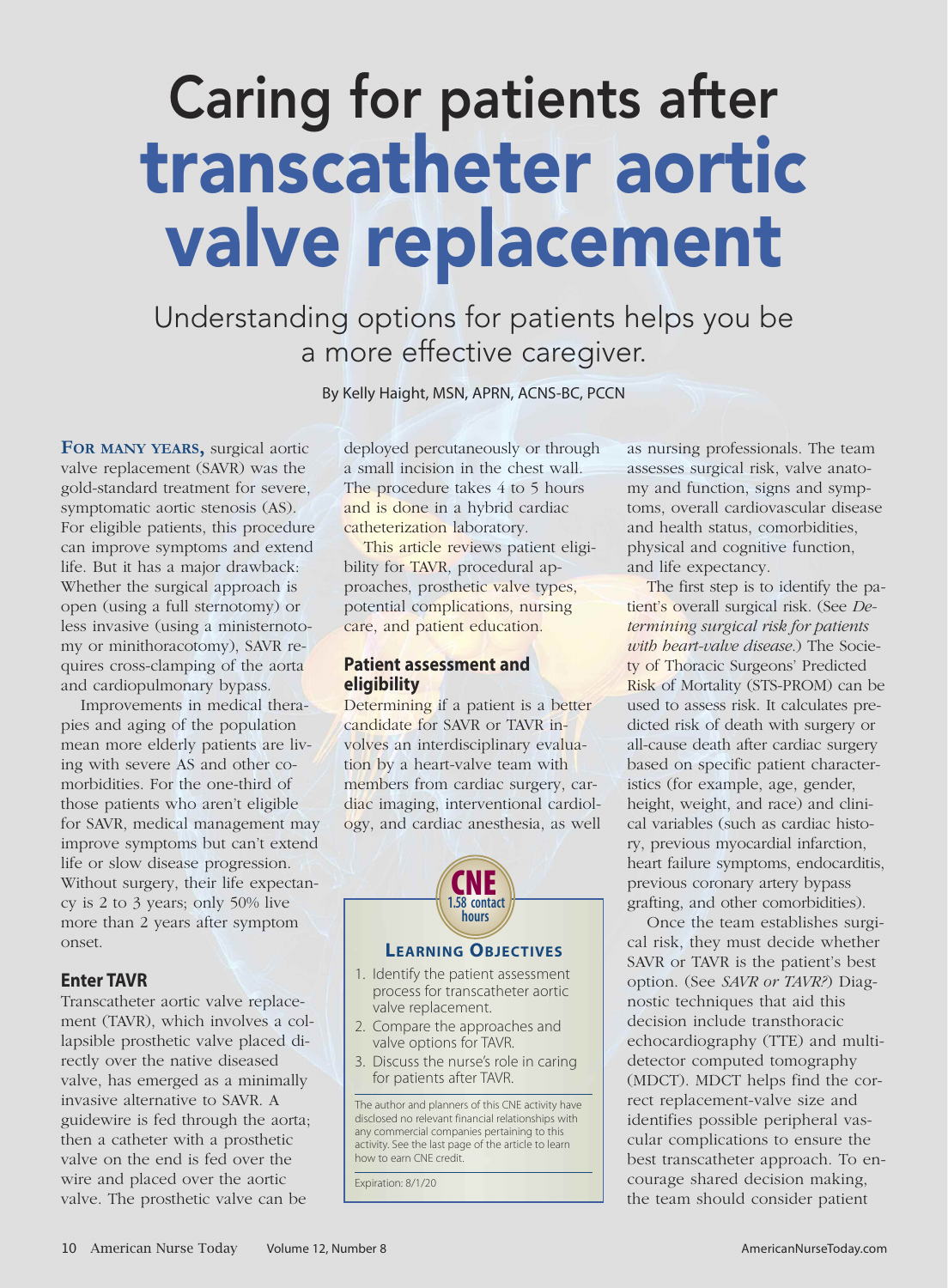# Caring for patients after transcatheter aortic valve replacement

Understanding options for patients helps you be a more effective caregiver.

By Kelly Haight, MSN, APRN, ACNS-BC, PCCN

**FOR MANY YEARS,** surgical aortic valve replacement (SAVR) was the gold-standard treatment for severe, symptomatic aortic stenosis (AS). For eligible patients, this procedure can improve symptoms and extend life. But it has a major drawback: Whether the surgical approach is open (using a full sternotomy) or less invasive (using a ministernotomy or minithoracotomy), SAVR requires cross-clamping of the aorta and cardiopulmonary bypass.

Improvements in medical therapies and aging of the population mean more elderly patients are living with severe AS and other comorbidities. For the one-third of those patients who aren't eligible for SAVR, medical management may improve symptoms but can't extend life or slow disease progression. Without surgery, their life expectancy is 2 to 3 years; only 50% live more than 2 years after symptom onset.

## Enter TAVR

Transcatheter aortic valve replacement (TAVR), which involves a collapsible prosthetic valve placed directly over the native diseased valve, has emerged as a minimally invasive alternative to SAVR. A guidewire is fed through the aorta; then a catheter with a prosthetic valve on the end is fed over the wire and placed over the aortic valve. The prosthetic valve can be deployed percutaneously or through a small incision in the chest wall. The procedure takes 4 to 5 hours and is done in a hybrid cardiac catheterization laboratory.

This article reviews patient eligibility for TAVR, procedural approaches, prosthetic valve types, potential complications, nursing care, and patient education.

## Patient assessment and eligibility

Determining if a patient is a better candidate for SAVR or TAVR involves an interdisciplinary evaluation by a heart-valve team with members from cardiac surgery, cardiac imaging, interventional cardiology, and cardiac anesthesia, as well as nursing professionals. The team assesses surgical risk, valve anatomy and function, signs and symptoms, overall cardiovascular disease and health status, comorbidities, physical and cognitive function, and life expectancy.

The first step is to identify the patient's overall surgical risk. (See *Determining surgical risk for patients with heart-valve disease*.) The Society of Thoracic Surgeons' Predicted Risk of Mortality (STS-PROM) can be used to assess risk. It calculates predicted risk of death with surgery or all-cause death after cardiac surgery based on specific patient characteristics (for example, age, gender, height, weight, and race) and clinical variables (such as cardiac history, previous myocardial infarction, heart failure symptoms, endocarditis, previous coronary artery bypass grafting, and other comorbidities).

Once the team establishes surgical risk, they must decide whether SAVR or TAVR is the patient's best option. (See *SAVR or TAVR?*) Diagnostic techniques that aid this decision include transthoracic echocardiography (TTE) and multidetector computed tomography (MDCT). MDCT helps find the correct replacement-valve size and identifies possible peripheral vascular complications to ensure the best transcatheter approach. To encourage shared decision making, the team should consider patient

---

**CNE**
**1.58 contact hours**

### LEARNING OBJECTIVES

1. Identify the patient assessment process for transcatheter aortic valve replacement.
2. Compare the approaches and valve options for TAVR.
3. Discuss the nurse's role in caring for patients after TAVR.

The author and planners of this CNE activity have disclosed no relevant financial relationships with any commercial companies pertaining to this activity. See the last page of the article to learn how to earn CNE credit.

Expiration: 8/1/20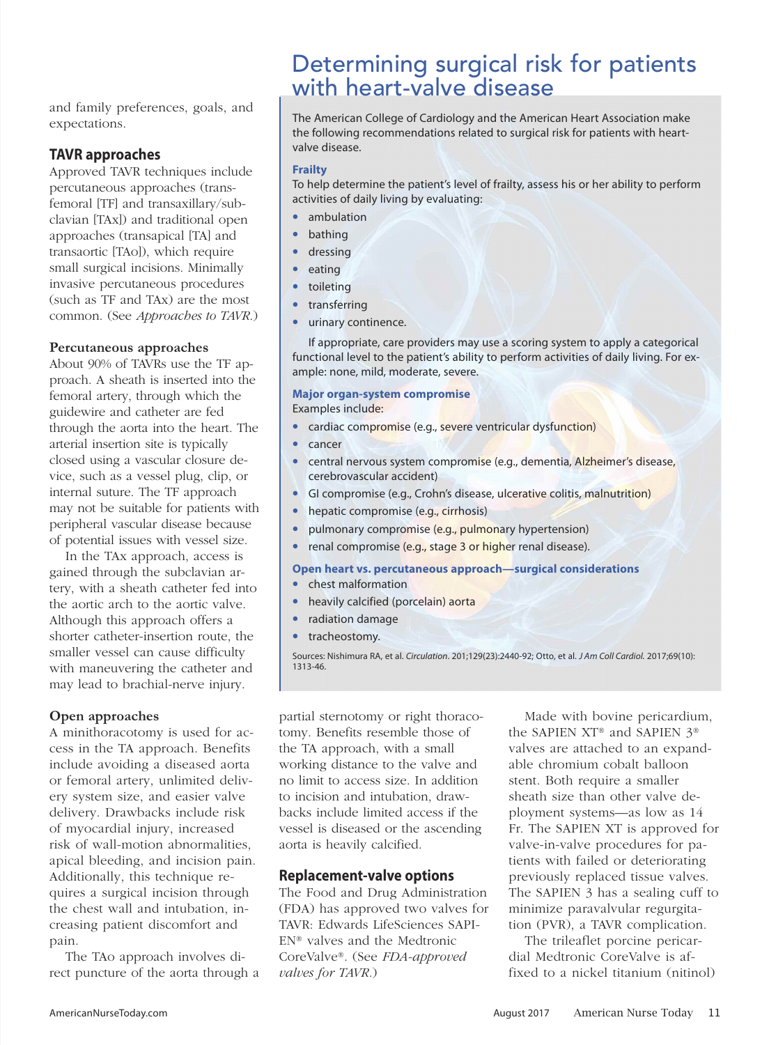and family preferences, goals, and expectations.

## TAVR approaches

Approved TAVR techniques include percutaneous approaches (transfemoral [TF] and transaxillary/subclavian [TAx]) and traditional open approaches (transapical [TA] and transaortic [TAo]), which require small surgical incisions. Minimally invasive percutaneous procedures (such as TF and TAx) are the most common. (See *Approaches to TAVR.*)

### Percutaneous approaches

About 90% of TAVRs use the TF approach. A sheath is inserted into the femoral artery, through which the guidewire and catheter are fed through the aorta into the heart. The arterial insertion site is typically closed using a vascular closure device, such as a vessel plug, clip, or internal suture. The TF approach may not be suitable for patients with peripheral vascular disease because of potential issues with vessel size.

In the TAx approach, access is gained through the subclavian artery, with a sheath catheter fed into the aortic arch to the aortic valve. Although this approach offers a shorter catheter-insertion route, the smaller vessel can cause difficulty with maneuvering the catheter and may lead to brachial-nerve injury.

### Open approaches

A minithoracotomy is used for access in the TA approach. Benefits include avoiding a diseased aorta or femoral artery, unlimited delivery system size, and easier valve delivery. Drawbacks include risk of myocardial injury, increased risk of wall-motion abnormalities, apical bleeding, and incision pain. Additionally, this technique requires a surgical incision through the chest wall and intubation, increasing patient discomfort and pain.

The TAo approach involves direct puncture of the aorta through a partial sternotomy or right thoracotomy. Benefits resemble those of the TA approach, with a small working distance to the valve and no limit to access size. In addition to incision and intubation, drawbacks include limited access if the vessel is diseased or the ascending aorta is heavily calcified.

## Determining surgical risk for patients with heart-valve disease

The American College of Cardiology and the American Heart Association make the following recommendations related to surgical risk for patients with heart-valve disease.

**Frailty**

To help determine the patient's level of frailty, assess his or her ability to perform activities of daily living by evaluating:

- ambulation
- bathing
- dressing
- eating
- toileting
- transferring
- urinary continence.

If appropriate, care providers may use a scoring system to apply a categorical functional level to the patient's ability to perform activities of daily living. For example: none, mild, moderate, severe.

**Major organ-system compromise**

Examples include:

- cardiac compromise (e.g., severe ventricular dysfunction)
- cancer
- central nervous system compromise (e.g., dementia, Alzheimer's disease, cerebrovascular accident)
- GI compromise (e.g., Crohn's disease, ulcerative colitis, malnutrition)
- hepatic compromise (e.g., cirrhosis)
- pulmonary compromise (e.g., pulmonary hypertension)
- renal compromise (e.g., stage 3 or higher renal disease).

**Open heart vs. percutaneous approach—surgical considerations**

- chest malformation
- heavily calcified (porcelain) aorta
- radiation damage
- tracheostomy.

Sources: Nishimura RA, et al. *Circulation*. 201;129(23):2440-92; Otto, et al. *J Am Coll Cardiol.* 2017;69(10):1313-46.

## Replacement-valve options

The Food and Drug Administration (FDA) has approved two valves for TAVR: Edwards LifeSciences SAPIEN® valves and the Medtronic CoreValve®. (See *FDA-approved valves for TAVR.*)

Made with bovine pericardium, the SAPIEN XT® and SAPIEN 3® valves are attached to an expandable chromium cobalt balloon stent. Both require a smaller sheath size than other valve deployment systems—as low as 14 Fr. The SAPIEN XT is approved for valve-in-valve procedures for patients with failed or deteriorating previously replaced tissue valves. The SAPIEN 3 has a sealing cuff to minimize paravalvular regurgitation (PVR), a TAVR complication.

The trileaflet porcine pericardial Medtronic CoreValve is affixed to a nickel titanium (nitinol)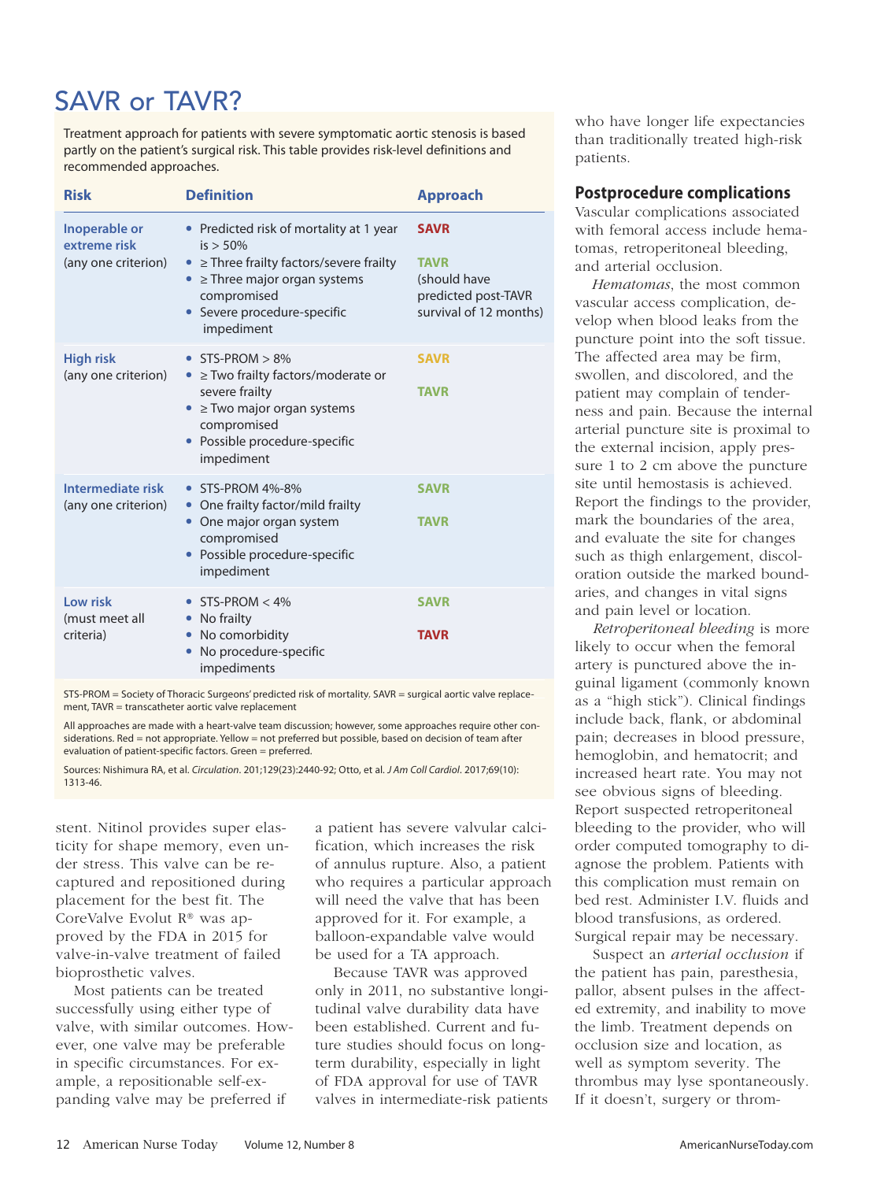## SAVR or TAVR?

Treatment approach for patients with severe symptomatic aortic stenosis is based partly on the patient's surgical risk. This table provides risk-level definitions and recommended approaches.

| Risk | Definition | Approach |
|---|---|---|
| **Inoperable or extreme risk** (any one criterion) | • Predicted risk of mortality at 1 year is > 50%<br>• ≥ Three frailty factors/severe frailty<br>• ≥ Three major organ systems compromised<br>• Severe procedure-specific impediment | **SAVR**<br><br>**TAVR** (should have predicted post-TAVR survival of 12 months) |
| **High risk** (any one criterion) | • STS-PROM > 8%<br>• ≥ Two frailty factors/moderate or severe frailty<br>• ≥ Two major organ systems compromised<br>• Possible procedure-specific impediment | **SAVR**<br><br>**TAVR** |
| **Intermediate risk** (any one criterion) | • STS-PROM 4%-8%<br>• One frailty factor/mild frailty<br>• One major organ system compromised<br>• Possible procedure-specific impediment | **SAVR**<br><br>**TAVR** |
| **Low risk** (must meet all criteria) | • STS-PROM < 4%<br>• No frailty<br>• No comorbidity<br>• No procedure-specific impediments | **SAVR**<br><br>**TAVR** |

STS-PROM = Society of Thoracic Surgeons' predicted risk of mortality. SAVR = surgical aortic valve replacement, TAVR = transcatheter aortic valve replacement

All approaches are made with a heart-valve team discussion; however, some approaches require other considerations. Red = not appropriate. Yellow = not preferred but possible, based on decision of team after evaluation of patient-specific factors. Green = preferred.

Sources: Nishimura RA, et al. *Circulation*. 201;129(23):2440-92; Otto, et al. *J Am Coll Cardiol*. 2017;69(10):1313-46.

stent. Nitinol provides super elasticity for shape memory, even under stress. This valve can be recaptured and repositioned during placement for the best fit. The CoreValve Evolut R® was approved by the FDA in 2015 for valve-in-valve treatment of failed bioprosthetic valves.

Most patients can be treated successfully using either type of valve, with similar outcomes. However, one valve may be preferable in specific circumstances. For example, a repositionable self-expanding valve may be preferred if a patient has severe valvular calcification, which increases the risk of annulus rupture. Also, a patient who requires a particular approach will need the valve that has been approved for it. For example, a balloon-expandable valve would be used for a TA approach.

Because TAVR was approved only in 2011, no substantive longitudinal valve durability data have been established. Current and future studies should focus on long-term durability, especially in light of FDA approval for use of TAVR valves in intermediate-risk patients who have longer life expectancies than traditionally treated high-risk patients.

### Postprocedure complications

Vascular complications associated with femoral access include hematomas, retroperitoneal bleeding, and arterial occlusion.

*Hematomas*, the most common vascular access complication, develop when blood leaks from the puncture point into the soft tissue. The affected area may be firm, swollen, and discolored, and the patient may complain of tenderness and pain. Because the internal arterial puncture site is proximal to the external incision, apply pressure 1 to 2 cm above the puncture site until hemostasis is achieved. Report the findings to the provider, mark the boundaries of the area, and evaluate the site for changes such as thigh enlargement, discoloration outside the marked boundaries, and changes in vital signs and pain level or location.

*Retroperitoneal bleeding* is more likely to occur when the femoral artery is punctured above the inguinal ligament (commonly known as a "high stick"). Clinical findings include back, flank, or abdominal pain; decreases in blood pressure, hemoglobin, and hematocrit; and increased heart rate. You may not see obvious signs of bleeding. Report suspected retroperitoneal bleeding to the provider, who will order computed tomography to diagnose the problem. Patients with this complication must remain on bed rest. Administer I.V. fluids and blood transfusions, as ordered. Surgical repair may be necessary.

Suspect an *arterial occlusion* if the patient has pain, paresthesia, pallor, absent pulses in the affected extremity, and inability to move the limb. Treatment depends on occlusion size and location, as well as symptom severity. The thrombus may lyse spontaneously. If it doesn't, surgery or throm-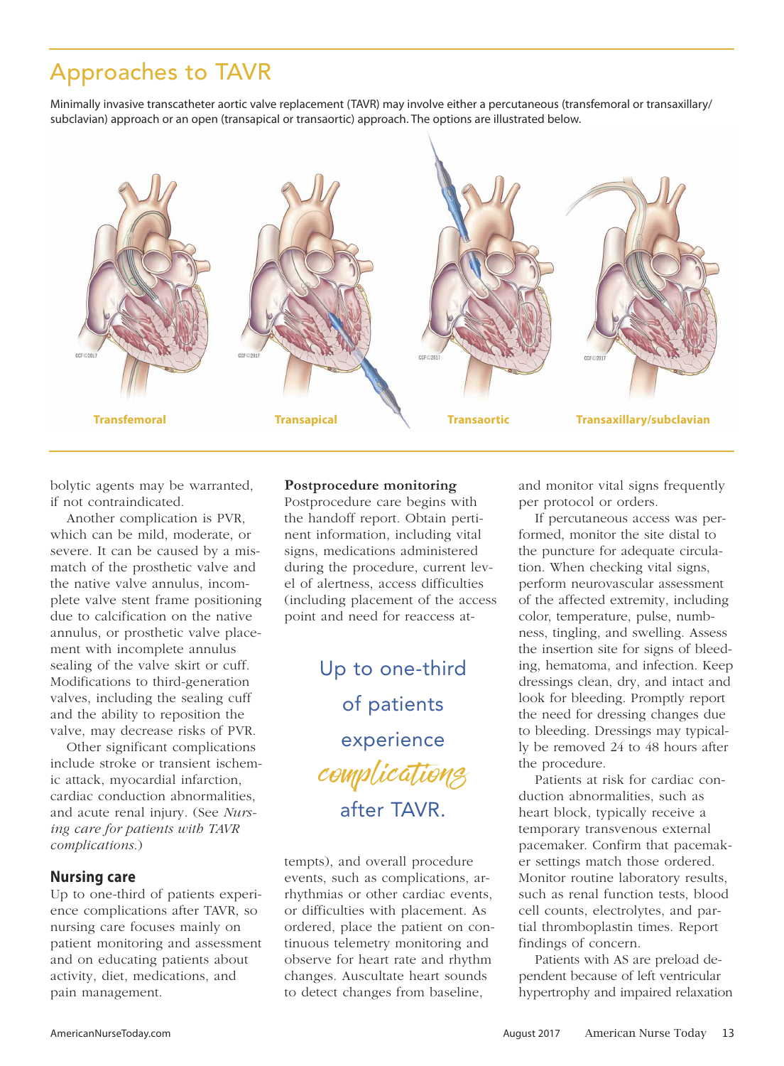## Approaches to TAVR

Minimally invasive transcatheter aortic valve replacement (TAVR) may involve either a percutaneous (transfemoral or transaxillary/subclavian) approach or an open (transapical or transaortic) approach. The options are illustrated below.

**Transfemoral** | **Transapical** | **Transaortic** | **Transaxillary/subclavian**

bolytic agents may be warranted, if not contraindicated.

Another complication is PVR, which can be mild, moderate, or severe. It can be caused by a mismatch of the prosthetic valve and the native valve annulus, incomplete valve stent frame positioning due to calcification on the native annulus, or prosthetic valve placement with incomplete annulus sealing of the valve skirt or cuff. Modifications to third-generation valves, including the sealing cuff and the ability to reposition the valve, may decrease risks of PVR.

Other significant complications include stroke or transient ischemic attack, myocardial infarction, cardiac conduction abnormalities, and acute renal injury. (See *Nursing care for patients with TAVR complications.*)

### Nursing care

Up to one-third of patients experience complications after TAVR, so nursing care focuses mainly on patient monitoring and assessment and on educating patients about activity, diet, medications, and pain management.

**Postprocedure monitoring**

Postprocedure care begins with the handoff report. Obtain pertinent information, including vital signs, medications administered during the procedure, current level of alertness, access difficulties (including placement of the access point and need for reaccess attempts), and overall procedure events, such as complications, arrhythmias or other cardiac events, or difficulties with placement. As ordered, place the patient on continuous telemetry monitoring and observe for heart rate and rhythm changes. Auscultate heart sounds to detect changes from baseline, and monitor vital signs frequently per protocol or orders.

> Up to one-third of patients experience *complications* after TAVR.

If percutaneous access was performed, monitor the site distal to the puncture for adequate circulation. When checking vital signs, perform neurovascular assessment of the affected extremity, including color, temperature, pulse, numbness, tingling, and swelling. Assess the insertion site for signs of bleeding, hematoma, and infection. Keep dressings clean, dry, and intact and look for bleeding. Promptly report the need for dressing changes due to bleeding. Dressings may typically be removed 24 to 48 hours after the procedure.

Patients at risk for cardiac conduction abnormalities, such as heart block, typically receive a temporary transvenous external pacemaker. Confirm that pacemaker settings match those ordered. Monitor routine laboratory results, such as renal function tests, blood cell counts, electrolytes, and partial thromboplastin times. Report findings of concern.

Patients with AS are preload dependent because of left ventricular hypertrophy and impaired relaxation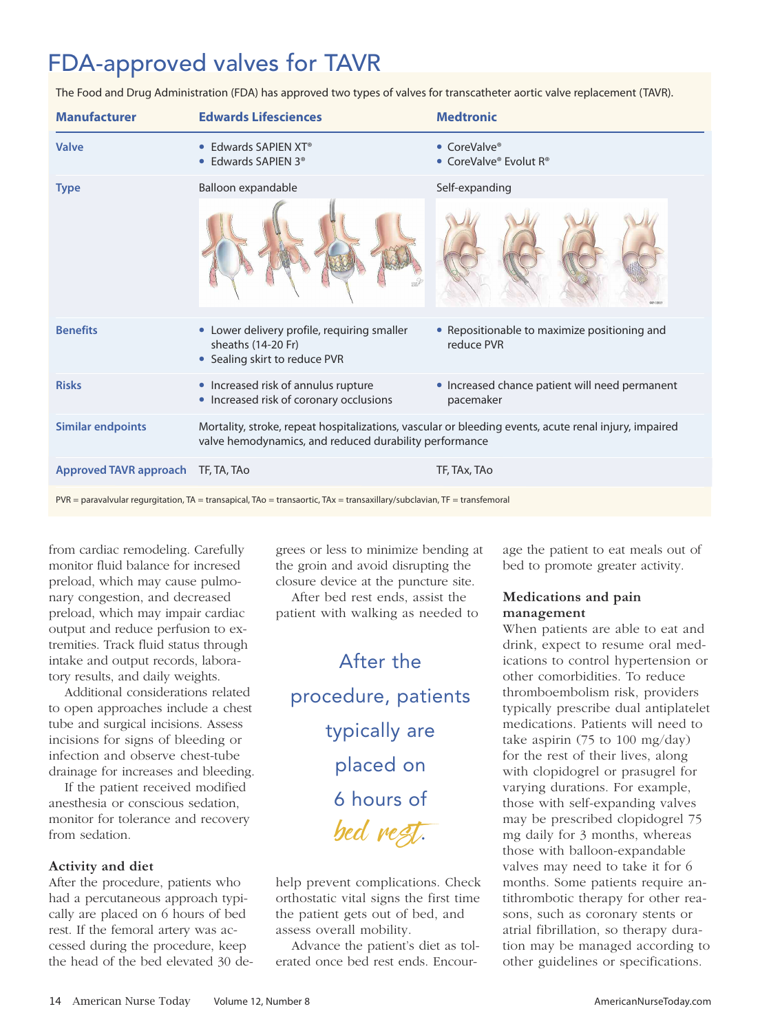## FDA-approved valves for TAVR

The Food and Drug Administration (FDA) has approved two types of valves for transcatheter aortic valve replacement (TAVR).

| Manufacturer | Edwards Lifesciences | Medtronic |
|---|---|---|
| Valve | • Edwards SAPIEN XT® <br> • Edwards SAPIEN 3® | • CoreValve® <br> • CoreValve® Evolut R® |
| Type | Balloon expandable | Self-expanding |
| Benefits | • Lower delivery profile, requiring smaller sheaths (14-20 Fr) <br> • Sealing skirt to reduce PVR | • Repositionable to maximize positioning and reduce PVR |
| Risks | • Increased risk of annulus rupture <br> • Increased risk of coronary occlusions | • Increased chance patient will need permanent pacemaker |
| Similar endpoints | Mortality, stroke, repeat hospitalizations, vascular or bleeding events, acute renal injury, impaired valve hemodynamics, and reduced durability performance | |
| Approved TAVR approach | TF, TA, TAo | TF, TAx, TAo |

PVR = paravalvular regurgitation, TA = transapical, TAo = transaortic, TAx = transaxillary/subclavian, TF = transfemoral

from cardiac remodeling. Carefully monitor fluid balance for incresed preload, which may cause pulmonary congestion, and decreased preload, which may impair cardiac output and reduce perfusion to extremities. Track fluid status through intake and output records, laboratory results, and daily weights.

Additional considerations related to open approaches include a chest tube and surgical incisions. Assess incisions for signs of bleeding or infection and observe chest-tube drainage for increases and bleeding.

If the patient received modified anesthesia or conscious sedation, monitor for tolerance and recovery from sedation.

### Activity and diet

After the procedure, patients who had a percutaneous approach typically are placed on 6 hours of bed rest. If the femoral artery was accessed during the procedure, keep the head of the bed elevated 30 degrees or less to minimize bending at the groin and avoid disrupting the closure device at the puncture site.

After bed rest ends, assist the patient with walking as needed to help prevent complications. Check orthostatic vital signs the first time the patient gets out of bed, and assess overall mobility.

> After the procedure, patients typically are placed on 6 hours of bed rest.

Advance the patient's diet as tolerated once bed rest ends. Encourage the patient to eat meals out of bed to promote greater activity.

### Medications and pain management

When patients are able to eat and drink, expect to resume oral medications to control hypertension or other comorbidities. To reduce thromboembolism risk, providers typically prescribe dual antiplatelet medications. Patients will need to take aspirin (75 to 100 mg/day) for the rest of their lives, along with clopidogrel or prasugrel for varying durations. For example, those with self-expanding valves may be prescribed clopidogrel 75 mg daily for 3 months, whereas those with balloon-expandable valves may need to take it for 6 months. Some patients require antithrombotic therapy for other reasons, such as coronary stents or atrial fibrillation, so therapy duration may be managed according to other guidelines or specifications.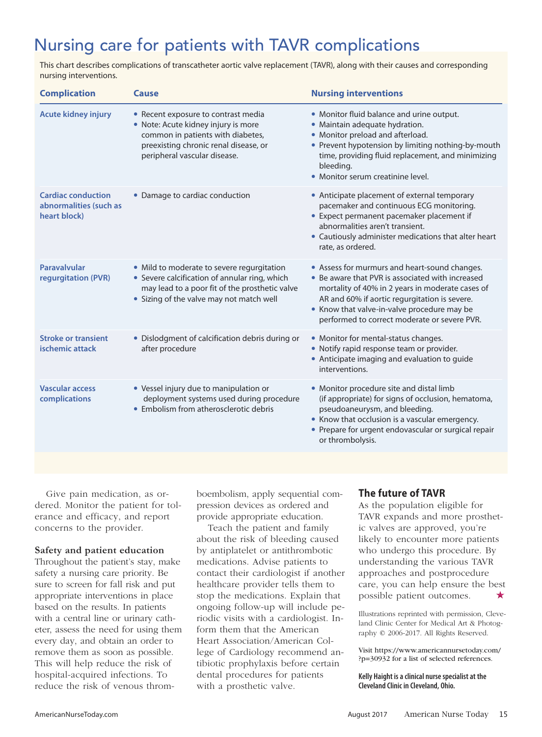## Nursing care for patients with TAVR complications

This chart describes complications of transcatheter aortic valve replacement (TAVR), along with their causes and corresponding nursing interventions.

| Complication | Cause | Nursing interventions |
| --- | --- | --- |
| **Acute kidney injury** | • Recent exposure to contrast media<br>• Note: Acute kidney injury is more common in patients with diabetes, preexisting chronic renal disease, or peripheral vascular disease. | • Monitor fluid balance and urine output.<br>• Maintain adequate hydration.<br>• Monitor preload and afterload.<br>• Prevent hypotension by limiting nothing-by-mouth time, providing fluid replacement, and minimizing bleeding.<br>• Monitor serum creatinine level. |
| **Cardiac conduction abnormalities (such as heart block)** | • Damage to cardiac conduction | • Anticipate placement of external temporary pacemaker and continuous ECG monitoring.<br>• Expect permanent pacemaker placement if abnormalities aren't transient.<br>• Cautiously administer medications that alter heart rate, as ordered. |
| **Paravalvular regurgitation (PVR)** | • Mild to moderate to severe regurgitation<br>• Severe calcification of annular ring, which may lead to a poor fit of the prosthetic valve<br>• Sizing of the valve may not match well | • Assess for murmurs and heart-sound changes.<br>• Be aware that PVR is associated with increased mortality of 40% in 2 years in moderate cases of AR and 60% if aortic regurgitation is severe.<br>• Know that valve-in-valve procedure may be performed to correct moderate or severe PVR. |
| **Stroke or transient ischemic attack** | • Dislodgment of calcification debris during or after procedure | • Monitor for mental-status changes.<br>• Notify rapid response team or provider.<br>• Anticipate imaging and evaluation to guide interventions. |
| **Vascular access complications** | • Vessel injury due to manipulation or deployment systems used during procedure<br>• Embolism from atherosclerotic debris | • Monitor procedure site and distal limb (if appropriate) for signs of occlusion, hematoma, pseudoaneurysm, and bleeding.<br>• Know that occlusion is a vascular emergency.<br>• Prepare for urgent endovascular or surgical repair or thrombolysis. |

Give pain medication, as ordered. Monitor the patient for tolerance and efficacy, and report concerns to the provider.

**Safety and patient education**

Throughout the patient's stay, make safety a nursing care priority. Be sure to screen for fall risk and put appropriate interventions in place based on the results. In patients with a central line or urinary catheter, assess the need for using them every day, and obtain an order to remove them as soon as possible. This will help reduce the risk of hospital-acquired infections. To reduce the risk of venous thromboembolism, apply sequential compression devices as ordered and provide appropriate education.

Teach the patient and family about the risk of bleeding caused by antiplatelet or antithrombotic medications. Advise patients to contact their cardiologist if another healthcare provider tells them to stop the medications. Explain that ongoing follow-up will include periodic visits with a cardiologist. Inform them that the American Heart Association/American College of Cardiology recommend antibiotic prophylaxis before certain dental procedures for patients with a prosthetic valve.

### The future of TAVR

As the population eligible for TAVR expands and more prosthetic valves are approved, you're likely to encounter more patients who undergo this procedure. By understanding the various TAVR approaches and postprocedure care, you can help ensure the best possible patient outcomes. ★

Illustrations reprinted with permission, Cleveland Clinic Center for Medical Art & Photography © 2006-2017. All Rights Reserved.

Visit https://www.americannursetoday.com/?p=30932 for a list of selected references.

**Kelly Haight is a clinical nurse specialist at the Cleveland Clinic in Cleveland, Ohio.**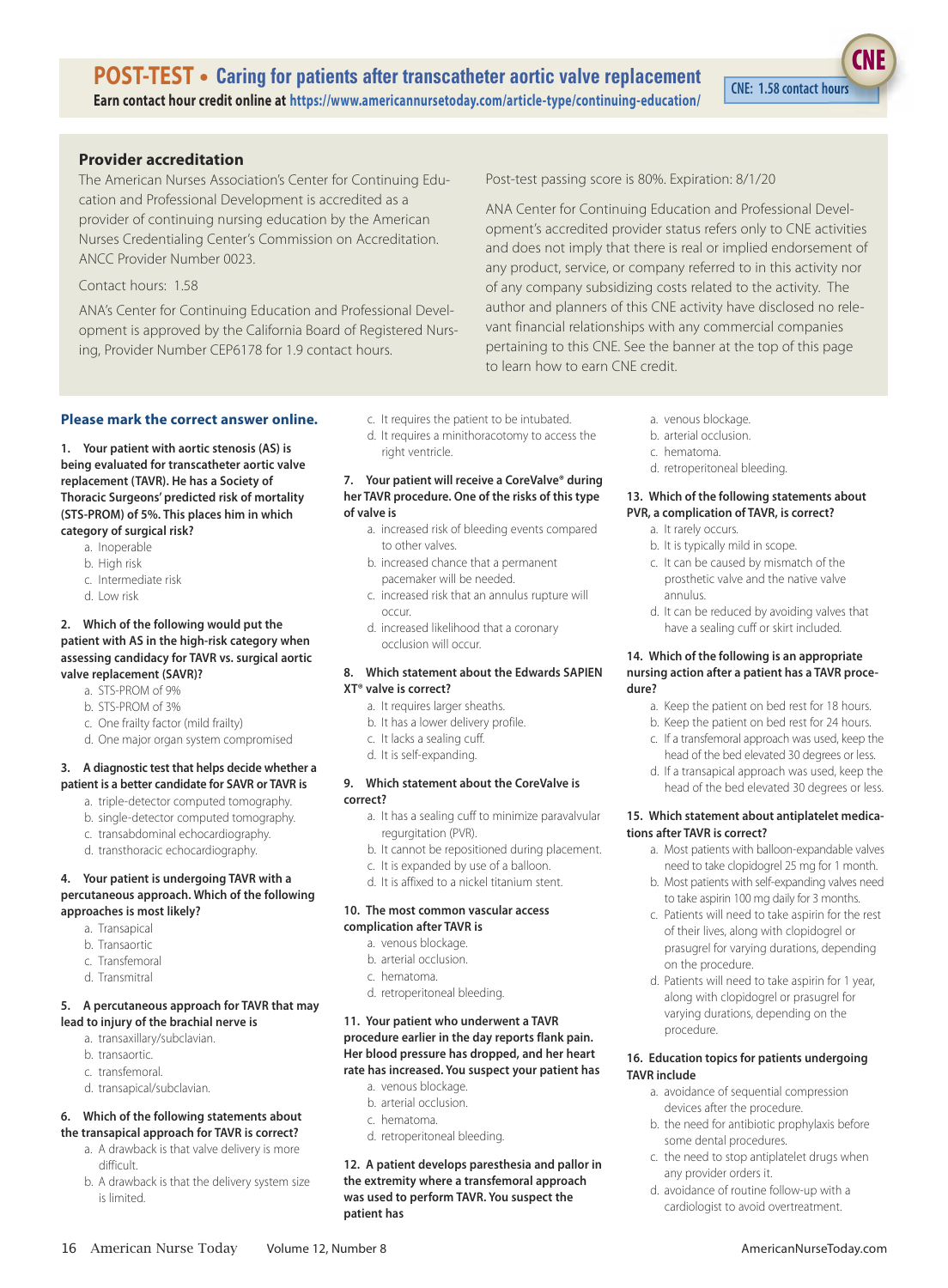# POST-TEST • Caring for patients after transcatheter aortic valve replacement

**Earn contact hour credit online at https://www.americannursetoday.com/article-type/continuing-education/**

CNE

CNE: 1.58 contact hours

## Provider accreditation

The American Nurses Association's Center for Continuing Education and Professional Development is accredited as a provider of continuing nursing education by the American Nurses Credentialing Center's Commission on Accreditation. ANCC Provider Number 0023.

Contact hours: 1.58

ANA's Center for Continuing Education and Professional Development is approved by the California Board of Registered Nursing, Provider Number CEP6178 for 1.9 contact hours.

Post-test passing score is 80%. Expiration: 8/1/20

ANA Center for Continuing Education and Professional Development's accredited provider status refers only to CNE activities and does not imply that there is real or implied endorsement of any product, service, or company referred to in this activity nor of any company subsidizing costs related to the activity. The author and planners of this CNE activity have disclosed no relevant financial relationships with any commercial companies pertaining to this CNE. See the banner at the top of this page to learn how to earn CNE credit.

**Please mark the correct answer online.**

**1. Your patient with aortic stenosis (AS) is being evaluated for transcatheter aortic valve replacement (TAVR). He has a Society of Thoracic Surgeons' predicted risk of mortality (STS-PROM) of 5%. This places him in which category of surgical risk?**

a. Inoperable
b. High risk
c. Intermediate risk
d. Low risk

**2. Which of the following would put the patient with AS in the high-risk category when assessing candidacy for TAVR vs. surgical aortic valve replacement (SAVR)?**

a. STS-PROM of 9%
b. STS-PROM of 3%
c. One frailty factor (mild frailty)
d. One major organ system compromised

**3. A diagnostic test that helps decide whether a patient is a better candidate for SAVR or TAVR is**

a. triple-detector computed tomography.
b. single-detector computed tomography.
c. transabdominal echocardiography.
d. transthoracic echocardiography.

**4. Your patient is undergoing TAVR with a percutaneous approach. Which of the following approaches is most likely?**

a. Transapical
b. Transaortic
c. Transfemoral
d. Transmitral

**5. A percutaneous approach for TAVR that may lead to injury of the brachial nerve is**

a. transaxillary/subclavian.
b. transaortic.
c. transfemoral.
d. transapical/subclavian.

**6. Which of the following statements about the transapical approach for TAVR is correct?**

a. A drawback is that valve delivery is more difficult.
b. A drawback is that the delivery system size is limited.
c. It requires the patient to be intubated.
d. It requires a minithoracotomy to access the right ventricle.

**7. Your patient will receive a CoreValve® during her TAVR procedure. One of the risks of this type of valve is**

a. increased risk of bleeding events compared to other valves.
b. increased chance that a permanent pacemaker will be needed.
c. increased risk that an annulus rupture will occur.
d. increased likelihood that a coronary occlusion will occur.

**8. Which statement about the Edwards SAPIEN XT® valve is correct?**

a. It requires larger sheaths.
b. It has a lower delivery profile.
c. It lacks a sealing cuff.
d. It is self-expanding.

**9. Which statement about the CoreValve is correct?**

a. It has a sealing cuff to minimize paravalvular regurgitation (PVR).
b. It cannot be repositioned during placement.
c. It is expanded by use of a balloon.
d. It is affixed to a nickel titanium stent.

**10. The most common vascular access complication after TAVR is**

a. venous blockage.
b. arterial occlusion.
c. hematoma.
d. retroperitoneal bleeding.

**11. Your patient who underwent a TAVR procedure earlier in the day reports flank pain. Her blood pressure has dropped, and her heart rate has increased. You suspect your patient has**

a. venous blockage.
b. arterial occlusion.
c. hematoma.
d. retroperitoneal bleeding.

**12. A patient develops paresthesia and pallor in the extremity where a transfemoral approach was used to perform TAVR. You suspect the patient has**

a. venous blockage.
b. arterial occlusion.
c. hematoma.
d. retroperitoneal bleeding.

**13. Which of the following statements about PVR, a complication of TAVR, is correct?**

a. It rarely occurs.
b. It is typically mild in scope.
c. It can be caused by mismatch of the prosthetic valve and the native valve annulus.
d. It can be reduced by avoiding valves that have a sealing cuff or skirt included.

**14. Which of the following is an appropriate nursing action after a patient has a TAVR procedure?**

a. Keep the patient on bed rest for 18 hours.
b. Keep the patient on bed rest for 24 hours.
c. If a transfemoral approach was used, keep the head of the bed elevated 30 degrees or less.
d. If a transapical approach was used, keep the head of the bed elevated 30 degrees or less.

**15. Which statement about antiplatelet medications after TAVR is correct?**

a. Most patients with balloon-expandable valves need to take clopidogrel 25 mg for 1 month.
b. Most patients with self-expanding valves need to take aspirin 100 mg daily for 3 months.
c. Patients will need to take aspirin for the rest of their lives, along with clopidogrel or prasugrel for varying durations, depending on the procedure.
d. Patients will need to take aspirin for 1 year, along with clopidogrel or prasugrel for varying durations, depending on the procedure.

**16. Education topics for patients undergoing TAVR include**

a. avoidance of sequential compression devices after the procedure.
b. the need for antibiotic prophylaxis before some dental procedures.
c. the need to stop antiplatelet drugs when any provider orders it.
d. avoidance of routine follow-up with a cardiologist to avoid overtreatment.